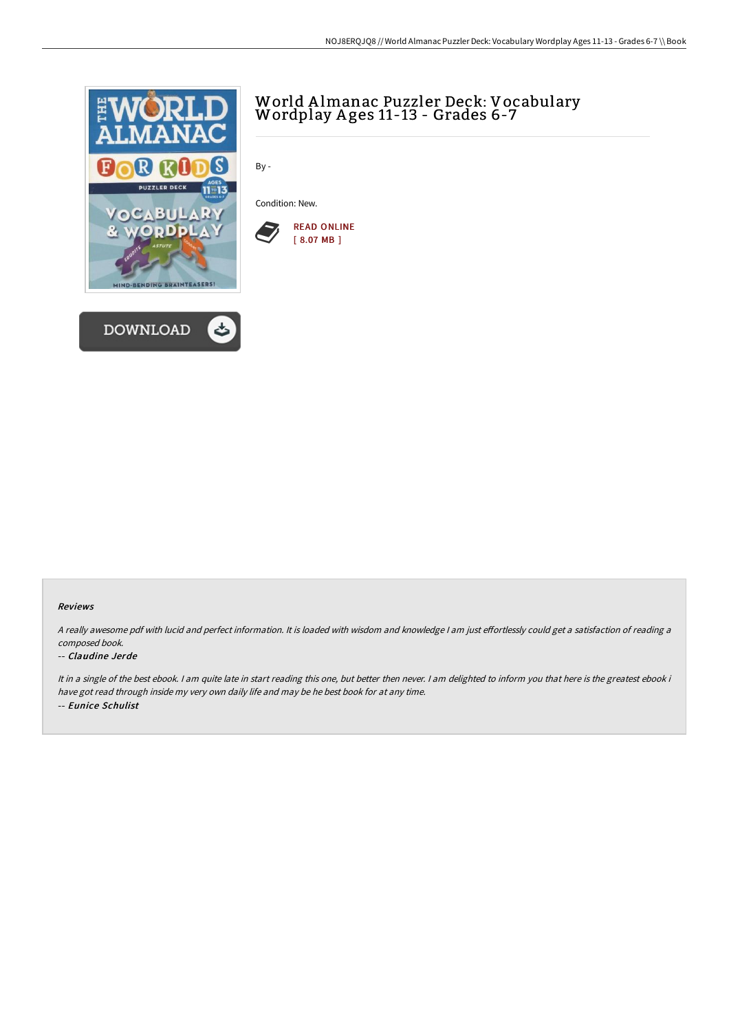# World Almanac Puzzler Deck: Vocabulary Wordplay Ages 11-13 - Grades 6-7

By -

Condition: New.

READ ONLINE
[ 8.07 MB ]

DOWNLOAD

### Reviews

*A really awesome pdf with lucid and perfect information. It is loaded with wisdom and knowledge I am just effortlessly could get a satisfaction of reading a composed book.*

-- ***Claudine Jerde***

*It in a single of the best ebook. I am quite late in start reading this one, but better then never. I am delighted to inform you that here is the greatest ebook i have got read through inside my very own daily life and may be he best book for at any time.*

-- ***Eunice Schulist***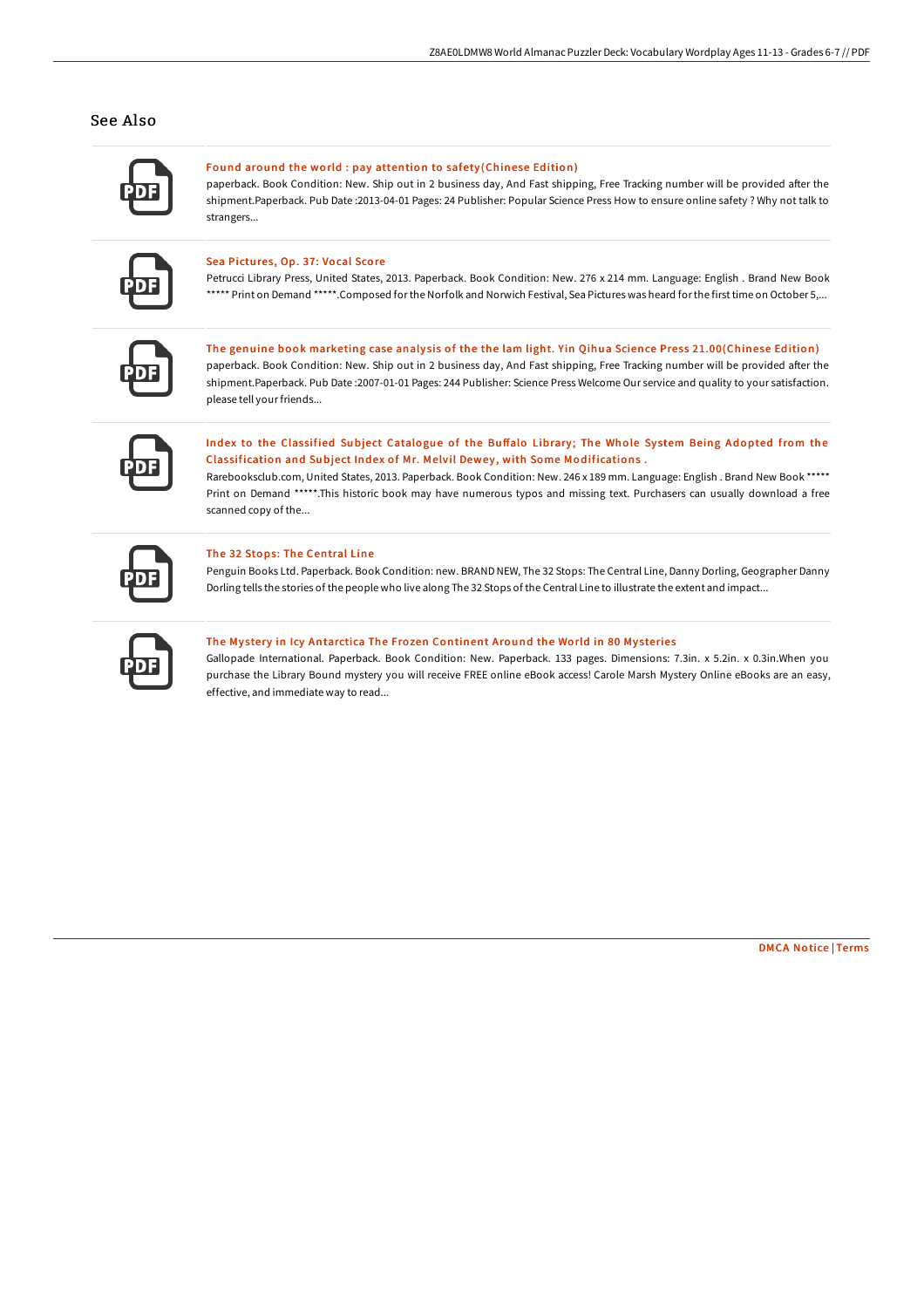## See Also

### Found around the world : pay attention to safety(Chinese Edition)

paperback. Book Condition: New. Ship out in 2 business day, And Fast shipping, Free Tracking number will be provided after the shipment.Paperback. Pub Date :2013-04-01 Pages: 24 Publisher: Popular Science Press How to ensure online safety ? Why not talk to strangers...

### Sea Pictures, Op. 37: Vocal Score

Petrucci Library Press, United States, 2013. Paperback. Book Condition: New. 276 x 214 mm. Language: English . Brand New Book ***** Print on Demand *****.Composed for the Norfolk and Norwich Festival, Sea Pictures was heard for the first time on October 5,...

### The genuine book marketing case analysis of the the lam light. Yin Qihua Science Press 21.00(Chinese Edition)

paperback. Book Condition: New. Ship out in 2 business day, And Fast shipping, Free Tracking number will be provided after the shipment.Paperback. Pub Date :2007-01-01 Pages: 244 Publisher: Science Press Welcome Our service and quality to your satisfaction. please tell your friends...

### Index to the Classified Subject Catalogue of the Buffalo Library; The Whole System Being Adopted from the Classification and Subject Index of Mr. Melvil Dewey, with Some Modifications .

Rarebooksclub.com, United States, 2013. Paperback. Book Condition: New. 246 x 189 mm. Language: English . Brand New Book ***** Print on Demand *****.This historic book may have numerous typos and missing text. Purchasers can usually download a free scanned copy of the...

### The 32 Stops: The Central Line

Penguin Books Ltd. Paperback. Book Condition: new. BRAND NEW, The 32 Stops: The Central Line, Danny Dorling, Geographer Danny Dorling tells the stories of the people who live along The 32 Stops of the Central Line to illustrate the extent and impact...

### The Mystery in Icy Antarctica The Frozen Continent Around the World in 80 Mysteries

Gallopade International. Paperback. Book Condition: New. Paperback. 133 pages. Dimensions: 7.3in. x 5.2in. x 0.3in.When you purchase the Library Bound mystery you will receive FREE online eBook access! Carole Marsh Mystery Online eBooks are an easy, effective, and immediate way to read...

DMCA Notice | Terms